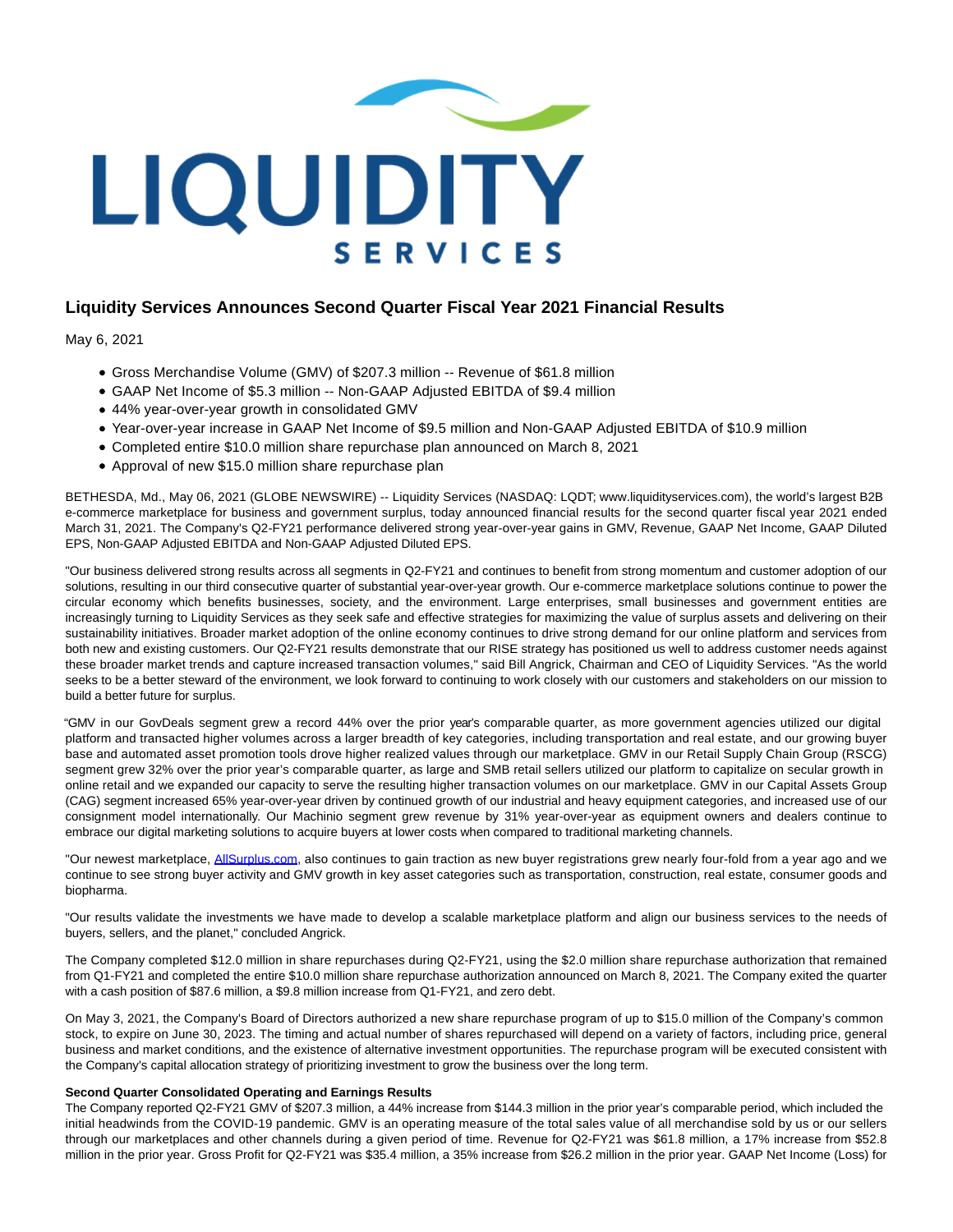# Liquidity Services Announces Second Quarter Fiscal Year 2021 Financial Results

May 6, 2021

- Gross Merchandise Volume (GMV) of $207.3 million -- Revenue of $61.8 million
- GAAP Net Income of $5.3 million -- Non-GAAP Adjusted EBITDA of $9.4 million
- 44% year-over-year growth in consolidated GMV
- Year-over-year increase in GAAP Net Income of $9.5 million and Non-GAAP Adjusted EBITDA of $10.9 million
- Completed entire $10.0 million share repurchase plan announced on March 8, 2021
- Approval of new $15.0 million share repurchase plan

BETHESDA, Md., May 06, 2021 (GLOBE NEWSWIRE) -- Liquidity Services (NASDAQ: LQDT; www.liquidityservices.com), the world's largest B2B e-commerce marketplace for business and government surplus, today announced financial results for the second quarter fiscal year 2021 ended March 31, 2021. The Company's Q2-FY21 performance delivered strong year-over-year gains in GMV, Revenue, GAAP Net Income, GAAP Diluted EPS, Non-GAAP Adjusted EBITDA and Non-GAAP Adjusted Diluted EPS.

"Our business delivered strong results across all segments in Q2-FY21 and continues to benefit from strong momentum and customer adoption of our solutions, resulting in our third consecutive quarter of substantial year-over-year growth. Our e-commerce marketplace solutions continue to power the circular economy which benefits businesses, society, and the environment. Large enterprises, small businesses and government entities are increasingly turning to Liquidity Services as they seek safe and effective strategies for maximizing the value of surplus assets and delivering on their sustainability initiatives. Broader market adoption of the online economy continues to drive strong demand for our online platform and services from both new and existing customers. Our Q2-FY21 results demonstrate that our RISE strategy has positioned us well to address customer needs against these broader market trends and capture increased transaction volumes," said Bill Angrick, Chairman and CEO of Liquidity Services. "As the world seeks to be a better steward of the environment, we look forward to continuing to work closely with our customers and stakeholders on our mission to build a better future for surplus.

"GMV in our GovDeals segment grew a record 44% over the prior year's comparable quarter, as more government agencies utilized our digital platform and transacted higher volumes across a larger breadth of key categories, including transportation and real estate, and our growing buyer base and automated asset promotion tools drove higher realized values through our marketplace. GMV in our Retail Supply Chain Group (RSCG) segment grew 32% over the prior year's comparable quarter, as large and SMB retail sellers utilized our platform to capitalize on secular growth in online retail and we expanded our capacity to serve the resulting higher transaction volumes on our marketplace. GMV in our Capital Assets Group (CAG) segment increased 65% year-over-year driven by continued growth of our industrial and heavy equipment categories, and increased use of our consignment model internationally. Our Machinio segment grew revenue by 31% year-over-year as equipment owners and dealers continue to embrace our digital marketing solutions to acquire buyers at lower costs when compared to traditional marketing channels.

"Our newest marketplace, [AllSurplus.com](AllSurplus.com), also continues to gain traction as new buyer registrations grew nearly four-fold from a year ago and we continue to see strong buyer activity and GMV growth in key asset categories such as transportation, construction, real estate, consumer goods and biopharma.

"Our results validate the investments we have made to develop a scalable marketplace platform and align our business services to the needs of buyers, sellers, and the planet," concluded Angrick.

The Company completed $12.0 million in share repurchases during Q2-FY21, using the $2.0 million share repurchase authorization that remained from Q1-FY21 and completed the entire $10.0 million share repurchase authorization announced on March 8, 2021. The Company exited the quarter with a cash position of $87.6 million, a $9.8 million increase from Q1-FY21, and zero debt.

On May 3, 2021, the Company's Board of Directors authorized a new share repurchase program of up to $15.0 million of the Company's common stock, to expire on June 30, 2023. The timing and actual number of shares repurchased will depend on a variety of factors, including price, general business and market conditions, and the existence of alternative investment opportunities. The repurchase program will be executed consistent with the Company's capital allocation strategy of prioritizing investment to grow the business over the long term.

**Second Quarter Consolidated Operating and Earnings Results**

The Company reported Q2-FY21 GMV of $207.3 million, a 44% increase from $144.3 million in the prior year's comparable period, which included the initial headwinds from the COVID-19 pandemic. GMV is an operating measure of the total sales value of all merchandise sold by us or our sellers through our marketplaces and other channels during a given period of time. Revenue for Q2-FY21 was $61.8 million, a 17% increase from $52.8 million in the prior year. Gross Profit for Q2-FY21 was $35.4 million, a 35% increase from $26.2 million in the prior year. GAAP Net Income (Loss) for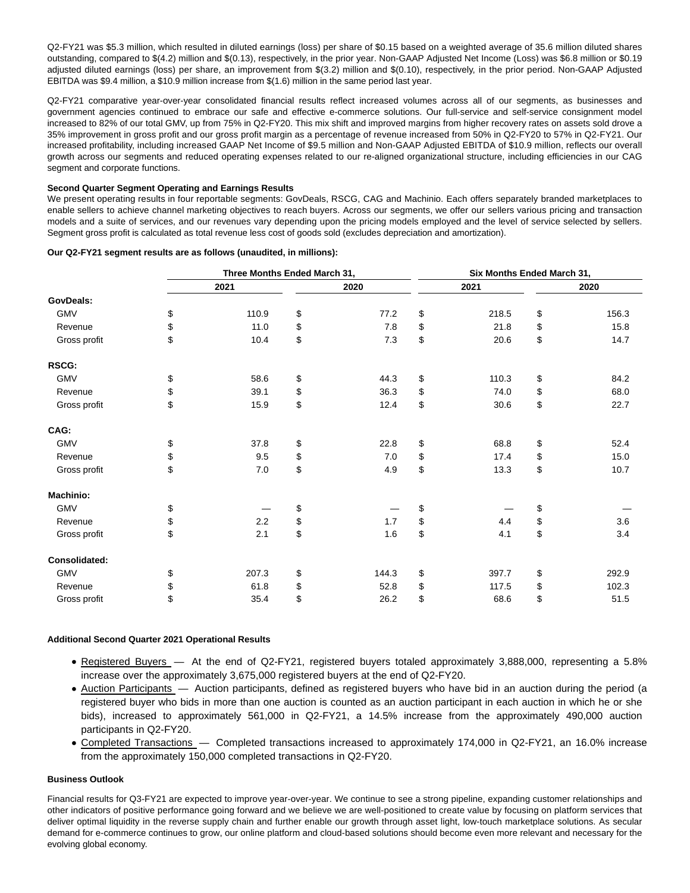Q2-FY21 was $5.3 million, which resulted in diluted earnings (loss) per share of $0.15 based on a weighted average of 35.6 million diluted shares outstanding, compared to $(4.2) million and $(0.13), respectively, in the prior year. Non-GAAP Adjusted Net Income (Loss) was $6.8 million or $0.19 adjusted diluted earnings (loss) per share, an improvement from $(3.2) million and $(0.10), respectively, in the prior period. Non-GAAP Adjusted EBITDA was $9.4 million, a $10.9 million increase from $(1.6) million in the same period last year.

Q2-FY21 comparative year-over-year consolidated financial results reflect increased volumes across all of our segments, as businesses and government agencies continued to embrace our safe and effective e-commerce solutions. Our full-service and self-service consignment model increased to 82% of our total GMV, up from 75% in Q2-FY20. This mix shift and improved margins from higher recovery rates on assets sold drove a 35% improvement in gross profit and our gross profit margin as a percentage of revenue increased from 50% in Q2-FY20 to 57% in Q2-FY21. Our increased profitability, including increased GAAP Net Income of $9.5 million and Non-GAAP Adjusted EBITDA of $10.9 million, reflects our overall growth across our segments and reduced operating expenses related to our re-aligned organizational structure, including efficiencies in our CAG segment and corporate functions.

**Second Quarter Segment Operating and Earnings Results**

We present operating results in four reportable segments: GovDeals, RSCG, CAG and Machinio. Each offers separately branded marketplaces to enable sellers to achieve channel marketing objectives to reach buyers. Across our segments, we offer our sellers various pricing and transaction models and a suite of services, and our revenues vary depending upon the pricing models employed and the level of service selected by sellers. Segment gross profit is calculated as total revenue less cost of goods sold (excludes depreciation and amortization).

**Our Q2-FY21 segment results are as follows (unaudited, in millions):**

| | Three Months Ended March 31, | | Six Months Ended March 31, | |
|---|---|---|---|---|
| | 2021 | 2020 | 2021 | 2020 |
| **GovDeals:** | | | | |
| GMV | $ 110.9 | $ 77.2 | $ 218.5 | $ 156.3 |
| Revenue | $ 11.0 | $ 7.8 | $ 21.8 | $ 15.8 |
| Gross profit | $ 10.4 | $ 7.3 | $ 20.6 | $ 14.7 |
| **RSCG:** | | | | |
| GMV | $ 58.6 | $ 44.3 | $ 110.3 | $ 84.2 |
| Revenue | $ 39.1 | $ 36.3 | $ 74.0 | $ 68.0 |
| Gross profit | $ 15.9 | $ 12.4 | $ 30.6 | $ 22.7 |
| **CAG:** | | | | |
| GMV | $ 37.8 | $ 22.8 | $ 68.8 | $ 52.4 |
| Revenue | $ 9.5 | $ 7.0 | $ 17.4 | $ 15.0 |
| Gross profit | $ 7.0 | $ 4.9 | $ 13.3 | $ 10.7 |
| **Machinio:** | | | | |
| GMV | $ — | $ — | $ — | $ — |
| Revenue | $ 2.2 | $ 1.7 | $ 4.4 | $ 3.6 |
| Gross profit | $ 2.1 | $ 1.6 | $ 4.1 | $ 3.4 |
| **Consolidated:** | | | | |
| GMV | $ 207.3 | $ 144.3 | $ 397.7 | $ 292.9 |
| Revenue | $ 61.8 | $ 52.8 | $ 117.5 | $ 102.3 |
| Gross profit | $ 35.4 | $ 26.2 | $ 68.6 | $ 51.5 |

**Additional Second Quarter 2021 Operational Results**

- Registered Buyers — At the end of Q2-FY21, registered buyers totaled approximately 3,888,000, representing a 5.8% increase over the approximately 3,675,000 registered buyers at the end of Q2-FY20.
- Auction Participants — Auction participants, defined as registered buyers who have bid in an auction during the period (a registered buyer who bids in more than one auction is counted as an auction participant in each auction in which he or she bids), increased to approximately 561,000 in Q2-FY21, a 14.5% increase from the approximately 490,000 auction participants in Q2-FY20.
- Completed Transactions — Completed transactions increased to approximately 174,000 in Q2-FY21, an 16.0% increase from the approximately 150,000 completed transactions in Q2-FY20.

**Business Outlook**

Financial results for Q3-FY21 are expected to improve year-over-year. We continue to see a strong pipeline, expanding customer relationships and other indicators of positive performance going forward and we believe we are well-positioned to create value by focusing on platform services that deliver optimal liquidity in the reverse supply chain and further enable our growth through asset light, low-touch marketplace solutions. As secular demand for e-commerce continues to grow, our online platform and cloud-based solutions should become even more relevant and necessary for the evolving global economy.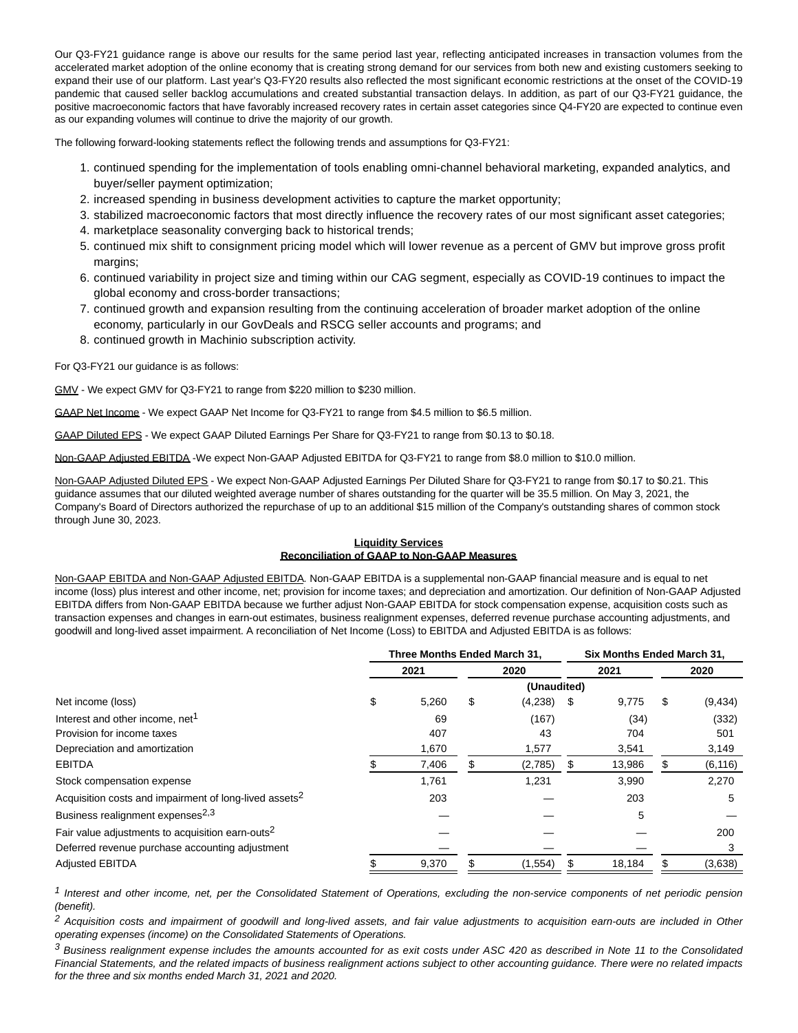Our Q3-FY21 guidance range is above our results for the same period last year, reflecting anticipated increases in transaction volumes from the accelerated market adoption of the online economy that is creating strong demand for our services from both new and existing customers seeking to expand their use of our platform. Last year's Q3-FY20 results also reflected the most significant economic restrictions at the onset of the COVID-19 pandemic that caused seller backlog accumulations and created substantial transaction delays. In addition, as part of our Q3-FY21 guidance, the positive macroeconomic factors that have favorably increased recovery rates in certain asset categories since Q4-FY20 are expected to continue even as our expanding volumes will continue to drive the majority of our growth.

The following forward-looking statements reflect the following trends and assumptions for Q3-FY21:

1. continued spending for the implementation of tools enabling omni-channel behavioral marketing, expanded analytics, and buyer/seller payment optimization;
2. increased spending in business development activities to capture the market opportunity;
3. stabilized macroeconomic factors that most directly influence the recovery rates of our most significant asset categories;
4. marketplace seasonality converging back to historical trends;
5. continued mix shift to consignment pricing model which will lower revenue as a percent of GMV but improve gross profit margins;
6. continued variability in project size and timing within our CAG segment, especially as COVID-19 continues to impact the global economy and cross-border transactions;
7. continued growth and expansion resulting from the continuing acceleration of broader market adoption of the online economy, particularly in our GovDeals and RSCG seller accounts and programs; and
8. continued growth in Machinio subscription activity.

For Q3-FY21 our guidance is as follows:

GMV - We expect GMV for Q3-FY21 to range from $220 million to $230 million.

GAAP Net Income - We expect GAAP Net Income for Q3-FY21 to range from $4.5 million to $6.5 million.

GAAP Diluted EPS - We expect GAAP Diluted Earnings Per Share for Q3-FY21 to range from $0.13 to $0.18.

Non-GAAP Adjusted EBITDA -We expect Non-GAAP Adjusted EBITDA for Q3-FY21 to range from $8.0 million to $10.0 million.

Non-GAAP Adjusted Diluted EPS - We expect Non-GAAP Adjusted Earnings Per Diluted Share for Q3-FY21 to range from $0.17 to $0.21. This guidance assumes that our diluted weighted average number of shares outstanding for the quarter will be 35.5 million. On May 3, 2021, the Company's Board of Directors authorized the repurchase of up to an additional $15 million of the Company's outstanding shares of common stock through June 30, 2023.

**Liquidity Services**
**Reconciliation of GAAP to Non-GAAP Measures**

Non-GAAP EBITDA and Non-GAAP Adjusted EBITDA. Non-GAAP EBITDA is a supplemental non-GAAP financial measure and is equal to net income (loss) plus interest and other income, net; provision for income taxes; and depreciation and amortization. Our definition of Non-GAAP Adjusted EBITDA differs from Non-GAAP EBITDA because we further adjust Non-GAAP EBITDA for stock compensation expense, acquisition costs such as transaction expenses and changes in earn-out estimates, business realignment expenses, deferred revenue purchase accounting adjustments, and goodwill and long-lived asset impairment. A reconciliation of Net Income (Loss) to EBITDA and Adjusted EBITDA is as follows:

| | Three Months Ended March 31, | | Six Months Ended March 31, | |
|---|---|---|---|---|
| | 2021 | 2020 | 2021 | 2020 |
| | (Unaudited) | | | |
| Net income (loss) | $ 5,260 | $ (4,238) | $ 9,775 | $ (9,434) |
| Interest and other income, net[1] | 69 | (167) | (34) | (332) |
| Provision for income taxes | 407 | 43 | 704 | 501 |
| Depreciation and amortization | 1,670 | 1,577 | 3,541 | 3,149 |
| EBITDA | $ 7,406 | $ (2,785) | $ 13,986 | $ (6,116) |
| Stock compensation expense | 1,761 | 1,231 | 3,990 | 2,270 |
| Acquisition costs and impairment of long-lived assets[2] | 203 | — | 203 | 5 |
| Business realignment expenses[2,3] | — | — | 5 | — |
| Fair value adjustments to acquisition earn-outs[2] | — | — | — | 200 |
| Deferred revenue purchase accounting adjustment | — | — | — | 3 |
| Adjusted EBITDA | $ 9,370 | $ (1,554) | $ 18,184 | $ (3,638) |

[1] *Interest and other income, net, per the Consolidated Statement of Operations, excluding the non-service components of net periodic pension (benefit).*

[2] *Acquisition costs and impairment of goodwill and long-lived assets, and fair value adjustments to acquisition earn-outs are included in Other operating expenses (income) on the Consolidated Statements of Operations.*

[3] *Business realignment expense includes the amounts accounted for as exit costs under ASC 420 as described in Note 11 to the Consolidated Financial Statements, and the related impacts of business realignment actions subject to other accounting guidance. There were no related impacts for the three and six months ended March 31, 2021 and 2020.*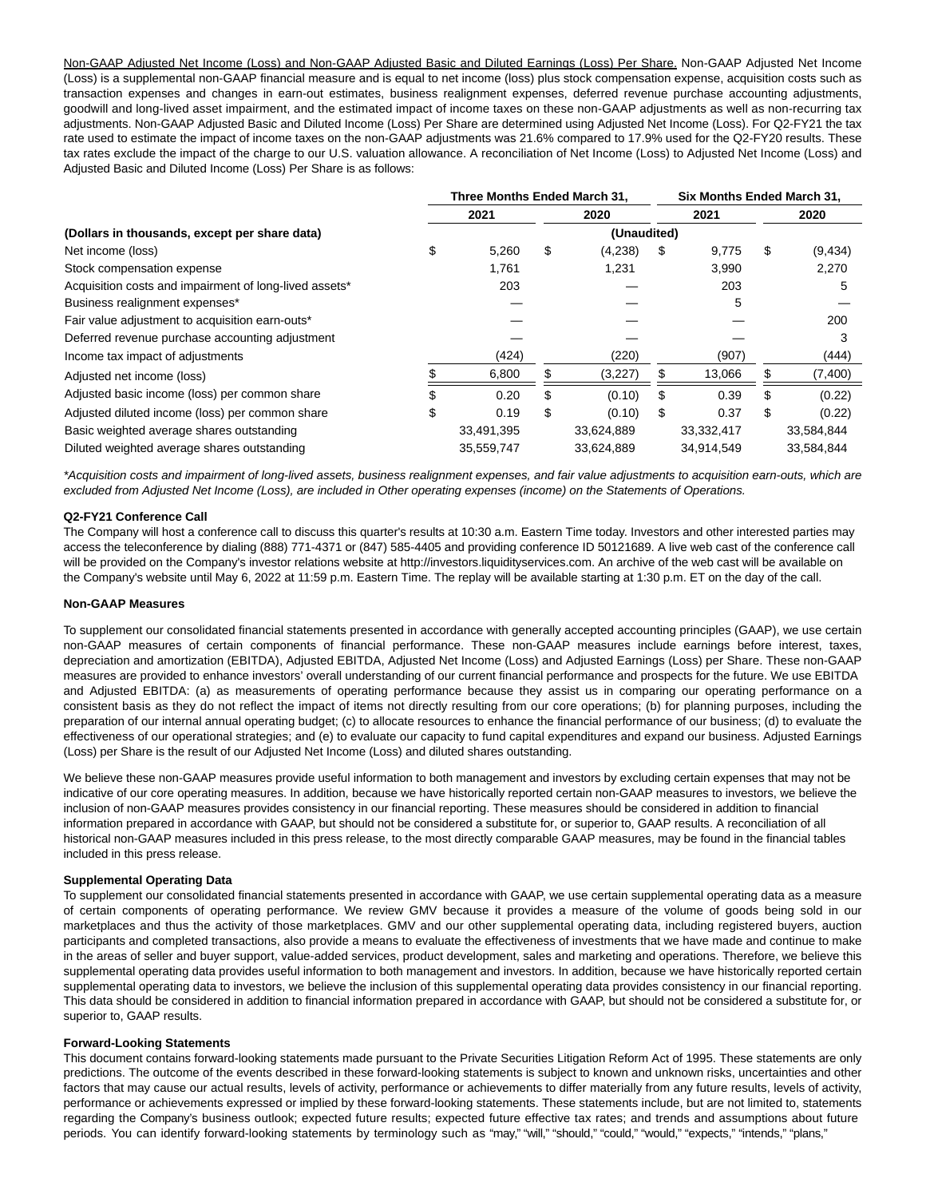Non-GAAP Adjusted Net Income (Loss) and Non-GAAP Adjusted Basic and Diluted Earnings (Loss) Per Share. Non-GAAP Adjusted Net Income (Loss) is a supplemental non-GAAP financial measure and is equal to net income (loss) plus stock compensation expense, acquisition costs such as transaction expenses and changes in earn-out estimates, business realignment expenses, deferred revenue purchase accounting adjustments, goodwill and long-lived asset impairment, and the estimated impact of income taxes on these non-GAAP adjustments as well as non-recurring tax adjustments. Non-GAAP Adjusted Basic and Diluted Income (Loss) Per Share are determined using Adjusted Net Income (Loss). For Q2-FY21 the tax rate used to estimate the impact of income taxes on the non-GAAP adjustments was 21.6% compared to 17.9% used for the Q2-FY20 results. These tax rates exclude the impact of the charge to our U.S. valuation allowance. A reconciliation of Net Income (Loss) to Adjusted Net Income (Loss) and Adjusted Basic and Diluted Income (Loss) Per Share is as follows:

| | Three Months Ended March 31, | | Six Months Ended March 31, | |
|---|---|---|---|---|
| | 2021 | 2020 | 2021 | 2020 |
| **(Dollars in thousands, except per share data)** | (Unaudited) | | | |
| Net income (loss) | $ 5,260 | $ (4,238) | $ 9,775 | $ (9,434) |
| Stock compensation expense | 1,761 | 1,231 | 3,990 | 2,270 |
| Acquisition costs and impairment of long-lived assets* | 203 | — | 203 | 5 |
| Business realignment expenses* | — | — | 5 | — |
| Fair value adjustment to acquisition earn-outs* | — | — | — | 200 |
| Deferred revenue purchase accounting adjustment | — | — | — | 3 |
| Income tax impact of adjustments | (424) | (220) | (907) | (444) |
| Adjusted net income (loss) | $ 6,800 | $ (3,227) | $ 13,066 | $ (7,400) |
| Adjusted basic income (loss) per common share | $ 0.20 | $ (0.10) | $ 0.39 | $ (0.22) |
| Adjusted diluted income (loss) per common share | $ 0.19 | $ (0.10) | $ 0.37 | $ (0.22) |
| Basic weighted average shares outstanding | 33,491,395 | 33,624,889 | 33,332,417 | 33,584,844 |
| Diluted weighted average shares outstanding | 35,559,747 | 33,624,889 | 34,914,549 | 33,584,844 |

*\*Acquisition costs and impairment of long-lived assets, business realignment expenses, and fair value adjustments to acquisition earn-outs, which are excluded from Adjusted Net Income (Loss), are included in Other operating expenses (income) on the Statements of Operations.*

**Q2-FY21 Conference Call**

The Company will host a conference call to discuss this quarter's results at 10:30 a.m. Eastern Time today. Investors and other interested parties may access the teleconference by dialing (888) 771-4371 or (847) 585-4405 and providing conference ID 50121689. A live web cast of the conference call will be provided on the Company's investor relations website at http://investors.liquidityservices.com. An archive of the web cast will be available on the Company's website until May 6, 2022 at 11:59 p.m. Eastern Time. The replay will be available starting at 1:30 p.m. ET on the day of the call.

**Non-GAAP Measures**

To supplement our consolidated financial statements presented in accordance with generally accepted accounting principles (GAAP), we use certain non-GAAP measures of certain components of financial performance. These non-GAAP measures include earnings before interest, taxes, depreciation and amortization (EBITDA), Adjusted EBITDA, Adjusted Net Income (Loss) and Adjusted Earnings (Loss) per Share. These non-GAAP measures are provided to enhance investors' overall understanding of our current financial performance and prospects for the future. We use EBITDA and Adjusted EBITDA: (a) as measurements of operating performance because they assist us in comparing our operating performance on a consistent basis as they do not reflect the impact of items not directly resulting from our core operations; (b) for planning purposes, including the preparation of our internal annual operating budget; (c) to allocate resources to enhance the financial performance of our business; (d) to evaluate the effectiveness of our operational strategies; and (e) to evaluate our capacity to fund capital expenditures and expand our business. Adjusted Earnings (Loss) per Share is the result of our Adjusted Net Income (Loss) and diluted shares outstanding.

We believe these non-GAAP measures provide useful information to both management and investors by excluding certain expenses that may not be indicative of our core operating measures. In addition, because we have historically reported certain non-GAAP measures to investors, we believe the inclusion of non-GAAP measures provides consistency in our financial reporting. These measures should be considered in addition to financial information prepared in accordance with GAAP, but should not be considered a substitute for, or superior to, GAAP results. A reconciliation of all historical non-GAAP measures included in this press release, to the most directly comparable GAAP measures, may be found in the financial tables included in this press release.

**Supplemental Operating Data**

To supplement our consolidated financial statements presented in accordance with GAAP, we use certain supplemental operating data as a measure of certain components of operating performance. We review GMV because it provides a measure of the volume of goods being sold in our marketplaces and thus the activity of those marketplaces. GMV and our other supplemental operating data, including registered buyers, auction participants and completed transactions, also provide a means to evaluate the effectiveness of investments that we have made and continue to make in the areas of seller and buyer support, value-added services, product development, sales and marketing and operations. Therefore, we believe this supplemental operating data provides useful information to both management and investors. In addition, because we have historically reported certain supplemental operating data to investors, we believe the inclusion of this supplemental operating data provides consistency in our financial reporting. This data should be considered in addition to financial information prepared in accordance with GAAP, but should not be considered a substitute for, or superior to, GAAP results.

**Forward-Looking Statements**

This document contains forward-looking statements made pursuant to the Private Securities Litigation Reform Act of 1995. These statements are only predictions. The outcome of the events described in these forward-looking statements is subject to known and unknown risks, uncertainties and other factors that may cause our actual results, levels of activity, performance or achievements to differ materially from any future results, levels of activity, performance or achievements expressed or implied by these forward-looking statements. These statements include, but are not limited to, statements regarding the Company's business outlook; expected future results; expected future effective tax rates; and trends and assumptions about future periods. You can identify forward-looking statements by terminology such as "may," "will," "should," "could," "would," "expects," "intends," "plans,"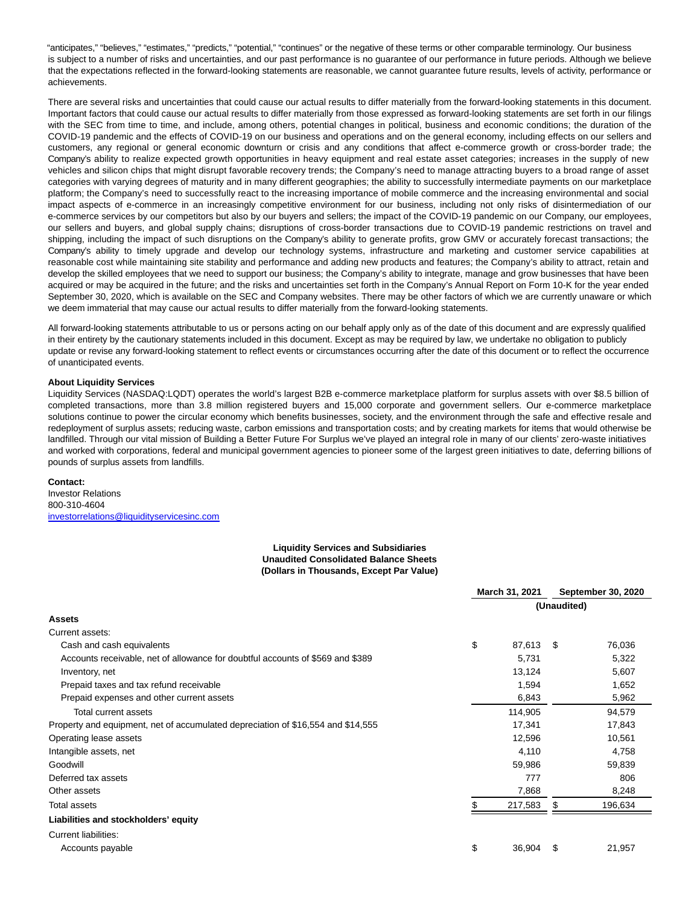"anticipates," "believes," "estimates," "predicts," "potential," "continues" or the negative of these terms or other comparable terminology. Our business is subject to a number of risks and uncertainties, and our past performance is no guarantee of our performance in future periods. Although we believe that the expectations reflected in the forward-looking statements are reasonable, we cannot guarantee future results, levels of activity, performance or achievements.

There are several risks and uncertainties that could cause our actual results to differ materially from the forward-looking statements in this document. Important factors that could cause our actual results to differ materially from those expressed as forward-looking statements are set forth in our filings with the SEC from time to time, and include, among others, potential changes in political, business and economic conditions; the duration of the COVID-19 pandemic and the effects of COVID-19 on our business and operations and on the general economy, including effects on our sellers and customers, any regional or general economic downturn or crisis and any conditions that affect e-commerce growth or cross-border trade; the Company's ability to realize expected growth opportunities in heavy equipment and real estate asset categories; increases in the supply of new vehicles and silicon chips that might disrupt favorable recovery trends; the Company's need to manage attracting buyers to a broad range of asset categories with varying degrees of maturity and in many different geographies; the ability to successfully intermediate payments on our marketplace platform; the Company's need to successfully react to the increasing importance of mobile commerce and the increasing environmental and social impact aspects of e-commerce in an increasingly competitive environment for our business, including not only risks of disintermediation of our e-commerce services by our competitors but also by our buyers and sellers; the impact of the COVID-19 pandemic on our Company, our employees, our sellers and buyers, and global supply chains; disruptions of cross-border transactions due to COVID-19 pandemic restrictions on travel and shipping, including the impact of such disruptions on the Company's ability to generate profits, grow GMV or accurately forecast transactions; the Company's ability to timely upgrade and develop our technology systems, infrastructure and marketing and customer service capabilities at reasonable cost while maintaining site stability and performance and adding new products and features; the Company's ability to attract, retain and develop the skilled employees that we need to support our business; the Company's ability to integrate, manage and grow businesses that have been acquired or may be acquired in the future; and the risks and uncertainties set forth in the Company's Annual Report on Form 10-K for the year ended September 30, 2020, which is available on the SEC and Company websites. There may be other factors of which we are currently unaware or which we deem immaterial that may cause our actual results to differ materially from the forward-looking statements.

All forward-looking statements attributable to us or persons acting on our behalf apply only as of the date of this document and are expressly qualified in their entirety by the cautionary statements included in this document. Except as may be required by law, we undertake no obligation to publicly update or revise any forward-looking statement to reflect events or circumstances occurring after the date of this document or to reflect the occurrence of unanticipated events.

**About Liquidity Services**

Liquidity Services (NASDAQ:LQDT) operates the world's largest B2B e-commerce marketplace platform for surplus assets with over $8.5 billion of completed transactions, more than 3.8 million registered buyers and 15,000 corporate and government sellers. Our e-commerce marketplace solutions continue to power the circular economy which benefits businesses, society, and the environment through the safe and effective resale and redeployment of surplus assets; reducing waste, carbon emissions and transportation costs; and by creating markets for items that would otherwise be landfilled. Through our vital mission of Building a Better Future For Surplus we've played an integral role in many of our clients' zero-waste initiatives and worked with corporations, federal and municipal government agencies to pioneer some of the largest green initiatives to date, deferring billions of pounds of surplus assets from landfills.

**Contact:**
Investor Relations
800-310-4604
investorrelations@liquidityservicesinc.com

**Liquidity Services and Subsidiaries**
**Unaudited Consolidated Balance Sheets**
**(Dollars in Thousands, Except Par Value)**

| | March 31, 2021 | September 30, 2020 |
|---|---|---|
| | (Unaudited) | |
| **Assets** | | |
| Current assets: | | |
| Cash and cash equivalents | $ 87,613 | $ 76,036 |
| Accounts receivable, net of allowance for doubtful accounts of $569 and $389 | 5,731 | 5,322 |
| Inventory, net | 13,124 | 5,607 |
| Prepaid taxes and tax refund receivable | 1,594 | 1,652 |
| Prepaid expenses and other current assets | 6,843 | 5,962 |
| Total current assets | 114,905 | 94,579 |
| Property and equipment, net of accumulated depreciation of $16,554 and $14,555 | 17,341 | 17,843 |
| Operating lease assets | 12,596 | 10,561 |
| Intangible assets, net | 4,110 | 4,758 |
| Goodwill | 59,986 | 59,839 |
| Deferred tax assets | 777 | 806 |
| Other assets | 7,868 | 8,248 |
| Total assets | $ 217,583 | $ 196,634 |
| **Liabilities and stockholders' equity** | | |
| Current liabilities: | | |
| Accounts payable | $ 36,904 | $ 21,957 |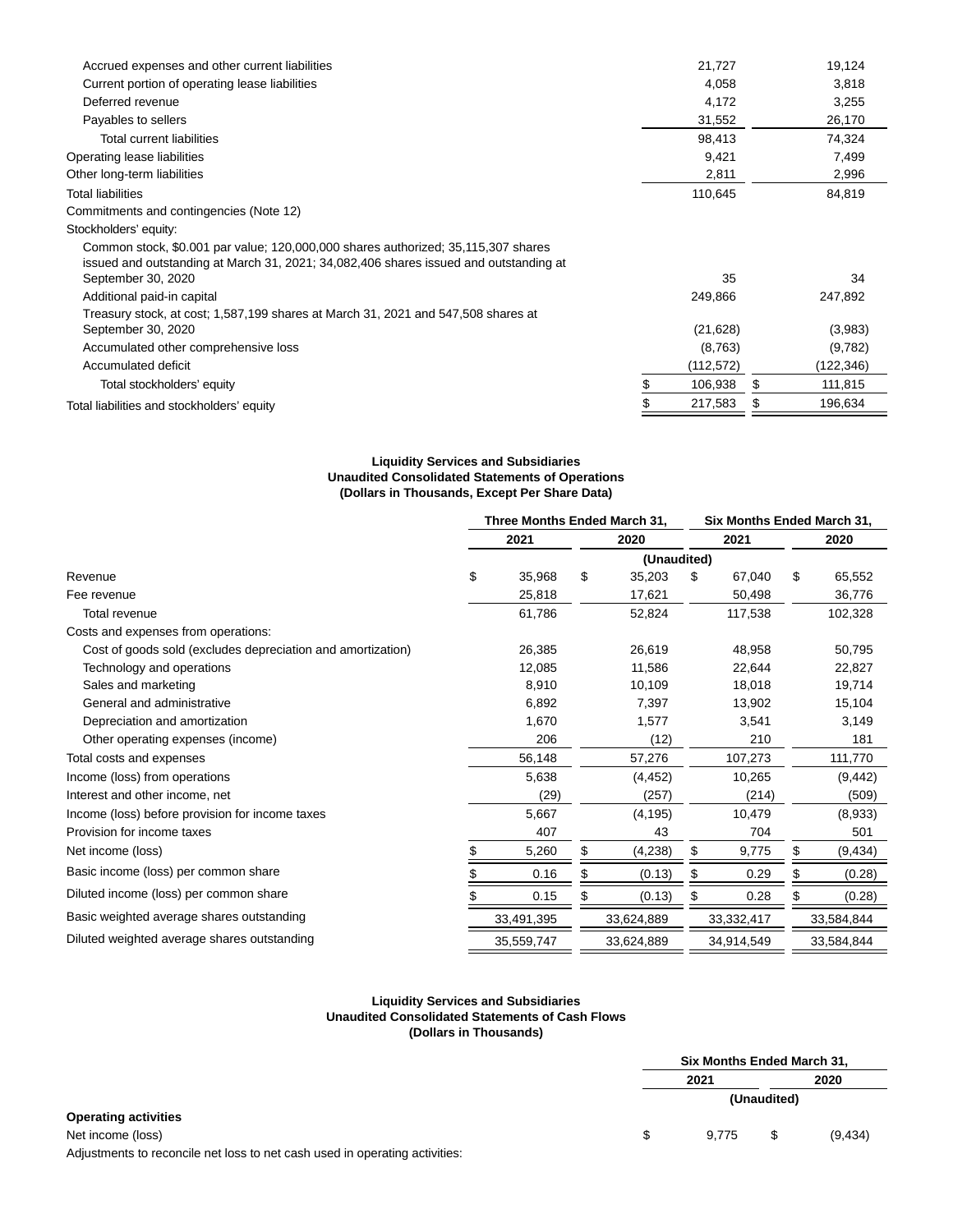| | March 31, 2021 | September 30, 2020 |
|---|---|---|
| Accrued expenses and other current liabilities | 21,727 | 19,124 |
| Current portion of operating lease liabilities | 4,058 | 3,818 |
| Deferred revenue | 4,172 | 3,255 |
| Payables to sellers | 31,552 | 26,170 |
| Total current liabilities | 98,413 | 74,324 |
| Operating lease liabilities | 9,421 | 7,499 |
| Other long-term liabilities | 2,811 | 2,996 |
| Total liabilities | 110,645 | 84,819 |
| Commitments and contingencies (Note 12) | | |
| Stockholders' equity: | | |
| Common stock, $0.001 par value; 120,000,000 shares authorized; 35,115,307 shares issued and outstanding at March 31, 2021; 34,082,406 shares issued and outstanding at September 30, 2020 | 35 | 34 |
| Additional paid-in capital | 249,866 | 247,892 |
| Treasury stock, at cost; 1,587,199 shares at March 31, 2021 and 547,508 shares at September 30, 2020 | (21,628) | (3,983) |
| Accumulated other comprehensive loss | (8,763) | (9,782) |
| Accumulated deficit | (112,572) | (122,346) |
| Total stockholders' equity | $ 106,938 | $ 111,815 |
| Total liabilities and stockholders' equity | $ 217,583 | $ 196,634 |

**Liquidity Services and Subsidiaries**
**Unaudited Consolidated Statements of Operations**
**(Dollars in Thousands, Except Per Share Data)**

| | Three Months Ended March 31, | | Six Months Ended March 31, | |
|---|---|---|---|---|
| | 2021 | 2020 | 2021 | 2020 |
| | (Unaudited) | | | |
| Revenue | $ 35,968 | $ 35,203 | $ 67,040 | $ 65,552 |
| Fee revenue | 25,818 | 17,621 | 50,498 | 36,776 |
| Total revenue | 61,786 | 52,824 | 117,538 | 102,328 |
| Costs and expenses from operations: | | | | |
| Cost of goods sold (excludes depreciation and amortization) | 26,385 | 26,619 | 48,958 | 50,795 |
| Technology and operations | 12,085 | 11,586 | 22,644 | 22,827 |
| Sales and marketing | 8,910 | 10,109 | 18,018 | 19,714 |
| General and administrative | 6,892 | 7,397 | 13,902 | 15,104 |
| Depreciation and amortization | 1,670 | 1,577 | 3,541 | 3,149 |
| Other operating expenses (income) | 206 | (12) | 210 | 181 |
| Total costs and expenses | 56,148 | 57,276 | 107,273 | 111,770 |
| Income (loss) from operations | 5,638 | (4,452) | 10,265 | (9,442) |
| Interest and other income, net | (29) | (257) | (214) | (509) |
| Income (loss) before provision for income taxes | 5,667 | (4,195) | 10,479 | (8,933) |
| Provision for income taxes | 407 | 43 | 704 | 501 |
| Net income (loss) | $ 5,260 | $ (4,238) | $ 9,775 | $ (9,434) |
| Basic income (loss) per common share | $ 0.16 | $ (0.13) | $ 0.29 | $ (0.28) |
| Diluted income (loss) per common share | $ 0.15 | $ (0.13) | $ 0.28 | $ (0.28) |
| Basic weighted average shares outstanding | 33,491,395 | 33,624,889 | 33,332,417 | 33,584,844 |
| Diluted weighted average shares outstanding | 35,559,747 | 33,624,889 | 34,914,549 | 33,584,844 |

**Liquidity Services and Subsidiaries**
**Unaudited Consolidated Statements of Cash Flows**
**(Dollars in Thousands)**

| | Six Months Ended March 31, | |
|---|---|---|
| | 2021 | 2020 |
| | (Unaudited) | |
| **Operating activities** | | |
| Net income (loss) | $ 9,775 | $ (9,434) |
| Adjustments to reconcile net loss to net cash used in operating activities: | | |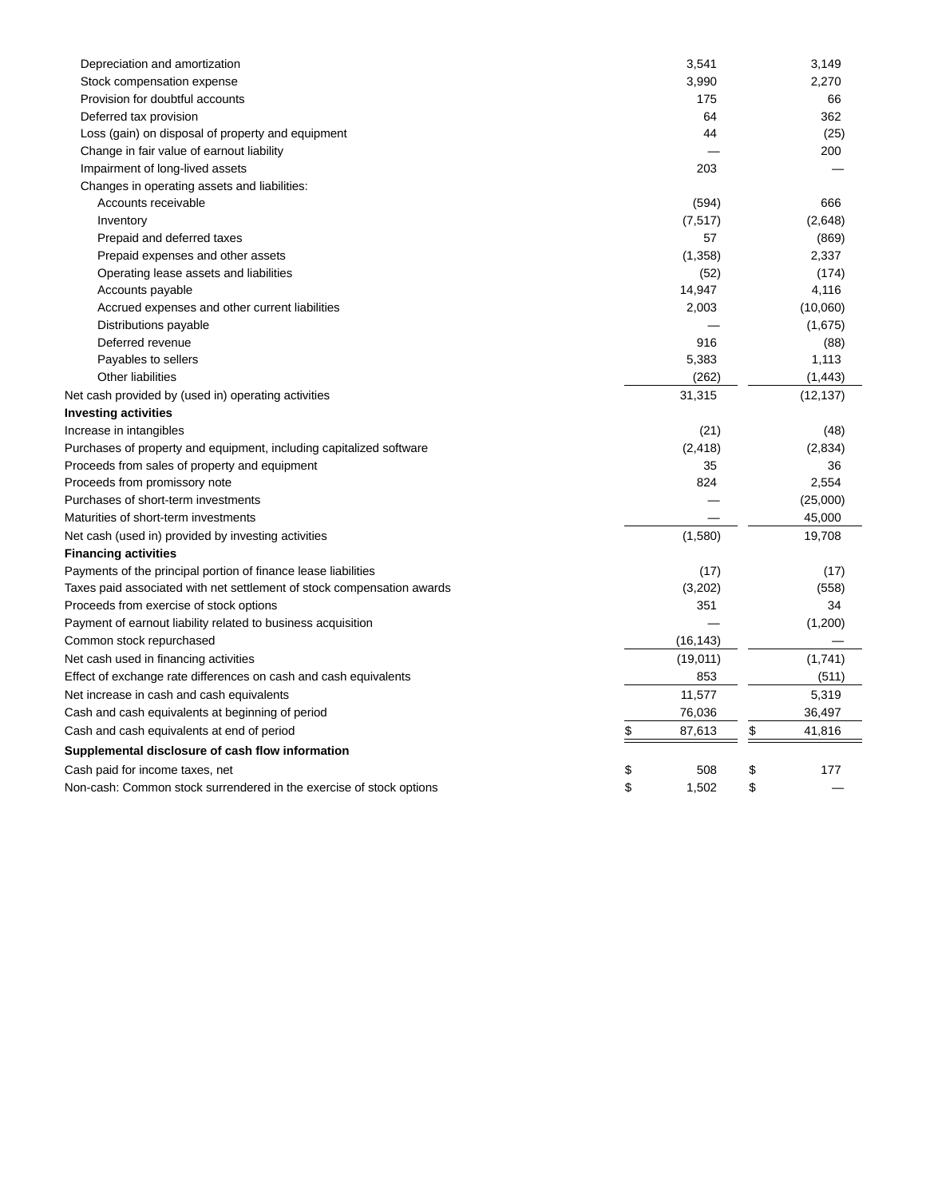| | | |
|---|---|---|
| Depreciation and amortization | 3,541 | 3,149 |
| Stock compensation expense | 3,990 | 2,270 |
| Provision for doubtful accounts | 175 | 66 |
| Deferred tax provision | 64 | 362 |
| Loss (gain) on disposal of property and equipment | 44 | (25) |
| Change in fair value of earnout liability | — | 200 |
| Impairment of long-lived assets | 203 | — |
| Changes in operating assets and liabilities: | | |
| Accounts receivable | (594) | 666 |
| Inventory | (7,517) | (2,648) |
| Prepaid and deferred taxes | 57 | (869) |
| Prepaid expenses and other assets | (1,358) | 2,337 |
| Operating lease assets and liabilities | (52) | (174) |
| Accounts payable | 14,947 | 4,116 |
| Accrued expenses and other current liabilities | 2,003 | (10,060) |
| Distributions payable | — | (1,675) |
| Deferred revenue | 916 | (88) |
| Payables to sellers | 5,383 | 1,113 |
| Other liabilities | (262) | (1,443) |
| Net cash provided by (used in) operating activities | 31,315 | (12,137) |
| **Investing activities** | | |
| Increase in intangibles | (21) | (48) |
| Purchases of property and equipment, including capitalized software | (2,418) | (2,834) |
| Proceeds from sales of property and equipment | 35 | 36 |
| Proceeds from promissory note | 824 | 2,554 |
| Purchases of short-term investments | — | (25,000) |
| Maturities of short-term investments | — | 45,000 |
| Net cash (used in) provided by investing activities | (1,580) | 19,708 |
| **Financing activities** | | |
| Payments of the principal portion of finance lease liabilities | (17) | (17) |
| Taxes paid associated with net settlement of stock compensation awards | (3,202) | (558) |
| Proceeds from exercise of stock options | 351 | 34 |
| Payment of earnout liability related to business acquisition | — | (1,200) |
| Common stock repurchased | (16,143) | — |
| Net cash used in financing activities | (19,011) | (1,741) |
| Effect of exchange rate differences on cash and cash equivalents | 853 | (511) |
| Net increase in cash and cash equivalents | 11,577 | 5,319 |
| Cash and cash equivalents at beginning of period | 76,036 | 36,497 |
| Cash and cash equivalents at end of period | $ 87,613 | $ 41,816 |
| **Supplemental disclosure of cash flow information** | | |
| Cash paid for income taxes, net | $ 508 | $ 177 |
| Non-cash: Common stock surrendered in the exercise of stock options | $ 1,502 | $ — |